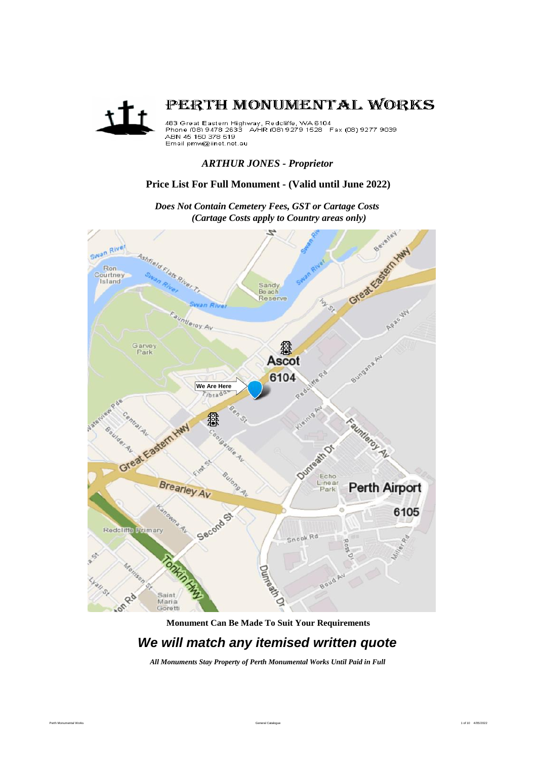# PERTH MONUMENTAL WORKS

483 Great Eastern Highway, Redcliffe, WA 6104
Phone (08) 9478 2633 A/HR (08) 9279 1528 Fax (08) 9277 9039
ABN 45 160 378 519
Email pmw@iinet.net.au

*ARTHUR JONES - Proprietor*

## Price List For Full Monument - (Valid until June 2022)

***Does Not Contain Cemetery Fees, GST or Cartage Costs***
***(Cartage Costs apply to Country areas only)***

**Monument Can Be Made To Suit Your Requirements**

## *We will match any itemised written quote*

***All Monuments Stay Property of Perth Monumental Works Until Paid in Full***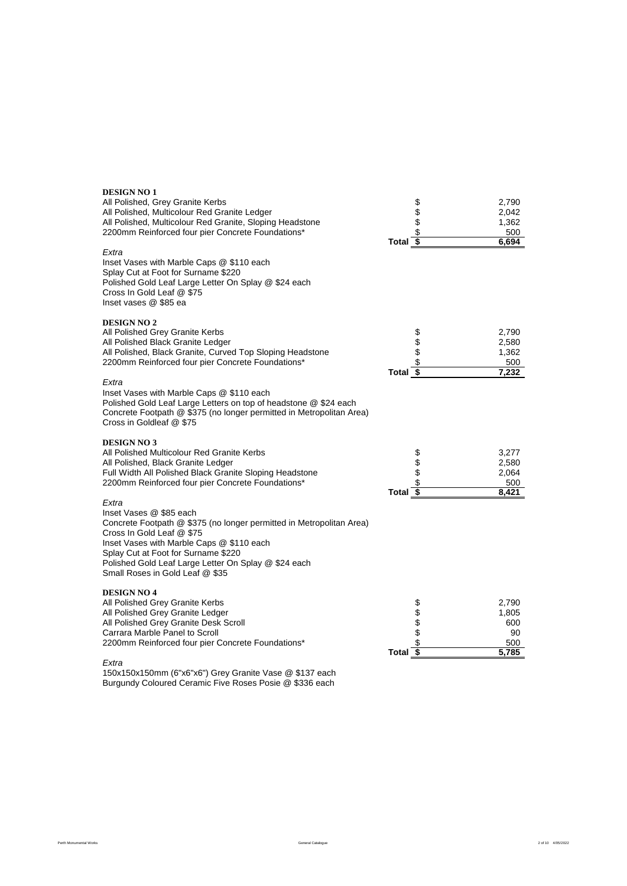**DESIGN NO 1**

| Item | | Price |
|---|---|---|
| All Polished, Grey Granite Kerbs | $ | 2,790 |
| All Polished, Multicolour Red Granite Ledger | $ | 2,042 |
| All Polished, Multicolour Red Granite, Sloping Headstone | $ | 1,362 |
| 2200mm Reinforced four pier Concrete Foundations* | $ | 500 |
| **Total** | **$** | **6,694** |

*Extra*

Inset Vases with Marble Caps @ $110 each
Splay Cut at Foot for Surname $220
Polished Gold Leaf Large Letter On Splay @ $24 each
Cross In Gold Leaf @ $75
Inset vases @ $85 ea

**DESIGN NO 2**

| Item | | Price |
|---|---|---|
| All Polished Grey Granite Kerbs | $ | 2,790 |
| All Polished Black Granite Ledger | $ | 2,580 |
| All Polished, Black Granite, Curved Top Sloping Headstone | $ | 1,362 |
| 2200mm Reinforced four pier Concrete Foundations* | $ | 500 |
| **Total** | **$** | **7,232** |

*Extra*

Inset Vases with Marble Caps @ $110 each
Polished Gold Leaf Large Letters on top of headstone @ $24 each
Concrete Footpath @ $375 (no longer permitted in Metropolitan Area)
Cross in Goldleaf @ $75

**DESIGN NO 3**

| Item | | Price |
|---|---|---|
| All Polished Multicolour Red Granite Kerbs | $ | 3,277 |
| All Polished, Black Granite Ledger | $ | 2,580 |
| Full Width All Polished Black Granite Sloping Headstone | $ | 2,064 |
| 2200mm Reinforced four pier Concrete Foundations* | $ | 500 |
| **Total** | **$** | **8,421** |

*Extra*

Inset Vases @ $85 each
Concrete Footpath @ $375 (no longer permitted in Metropolitan Area)
Cross In Gold Leaf @ $75
Inset Vases with Marble Caps @ $110 each
Splay Cut at Foot for Surname $220
Polished Gold Leaf Large Letter On Splay @ $24 each
Small Roses in Gold Leaf @ $35

**DESIGN NO 4**

| Item | | Price |
|---|---|---|
| All Polished Grey Granite Kerbs | $ | 2,790 |
| All Polished Grey Granite Ledger | $ | 1,805 |
| All Polished Grey Granite Desk Scroll | $ | 600 |
| Carrara Marble Panel to Scroll | $ | 90 |
| 2200mm Reinforced four pier Concrete Foundations* | $ | 500 |
| **Total** | **$** | **5,785** |

*Extra*

150x150x150mm (6"x6"x6") Grey Granite Vase @ $137 each
Burgundy Coloured Ceramic Five Roses Posie @ $336 each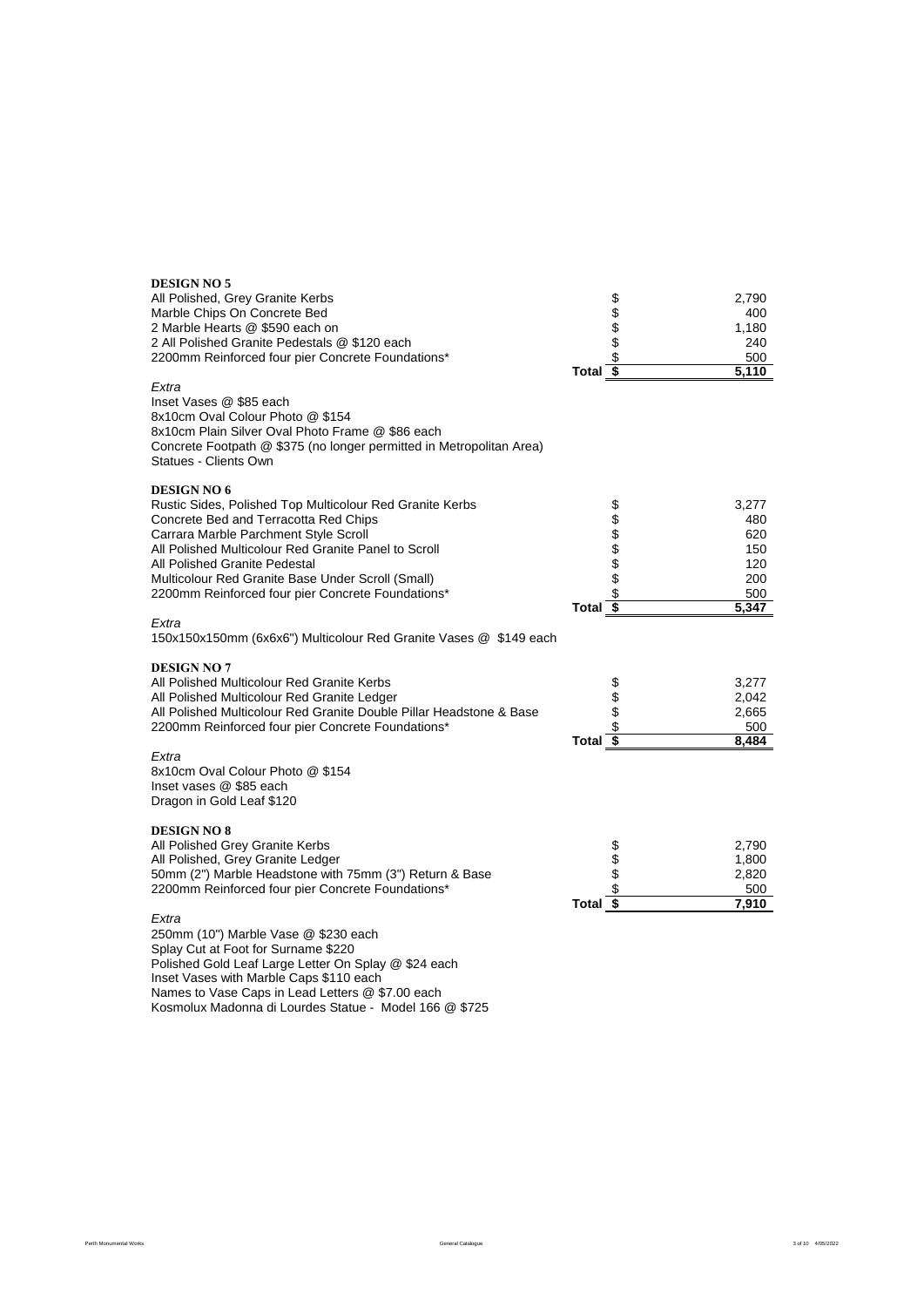**DESIGN NO 5**

| | | |
|---|---|---|
| All Polished, Grey Granite Kerbs | $ | 2,790 |
| Marble Chips On Concrete Bed | $ | 400 |
| 2 Marble Hearts @ $590 each on | $ | 1,180 |
| 2 All Polished Granite Pedestals @ $120 each | $ | 240 |
| 2200mm Reinforced four pier Concrete Foundations* | $ | 500 |
| Total | $ | 5,110 |

*Extra*

Inset Vases @ $85 each
8x10cm Oval Colour Photo @ $154
8x10cm Plain Silver Oval Photo Frame @ $86 each
Concrete Footpath @ $375 (no longer permitted in Metropolitan Area)
Statues - Clients Own

**DESIGN NO 6**

| | | |
|---|---|---|
| Rustic Sides, Polished Top Multicolour Red Granite Kerbs | $ | 3,277 |
| Concrete Bed and Terracotta Red Chips | $ | 480 |
| Carrara Marble Parchment Style Scroll | $ | 620 |
| All Polished Multicolour Red Granite Panel to Scroll | $ | 150 |
| All Polished Granite Pedestal | $ | 120 |
| Multicolour Red Granite Base Under Scroll (Small) | $ | 200 |
| 2200mm Reinforced four pier Concrete Foundations* | $ | 500 |
| Total | $ | 5,347 |

*Extra*

150x150x150mm (6x6x6") Multicolour Red Granite Vases @ $149 each

**DESIGN NO 7**

| | | |
|---|---|---|
| All Polished Multicolour Red Granite Kerbs | $ | 3,277 |
| All Polished Multicolour Red Granite Ledger | $ | 2,042 |
| All Polished Multicolour Red Granite Double Pillar Headstone & Base | $ | 2,665 |
| 2200mm Reinforced four pier Concrete Foundations* | $ | 500 |
| Total | $ | 8,484 |

*Extra*

8x10cm Oval Colour Photo @ $154
Inset vases @ $85 each
Dragon in Gold Leaf $120

**DESIGN NO 8**

| | | |
|---|---|---|
| All Polished Grey Granite Kerbs | $ | 2,790 |
| All Polished, Grey Granite Ledger | $ | 1,800 |
| 50mm (2") Marble Headstone with 75mm (3") Return & Base | $ | 2,820 |
| 2200mm Reinforced four pier Concrete Foundations* | $ | 500 |
| Total | $ | 7,910 |

*Extra*

250mm (10") Marble Vase @ $230 each
Splay Cut at Foot for Surname $220
Polished Gold Leaf Large Letter On Splay @ $24 each
Inset Vases with Marble Caps $110 each
Names to Vase Caps in Lead Letters @ $7.00 each
Kosmolux Madonna di Lourdes Statue - Model 166 @ $725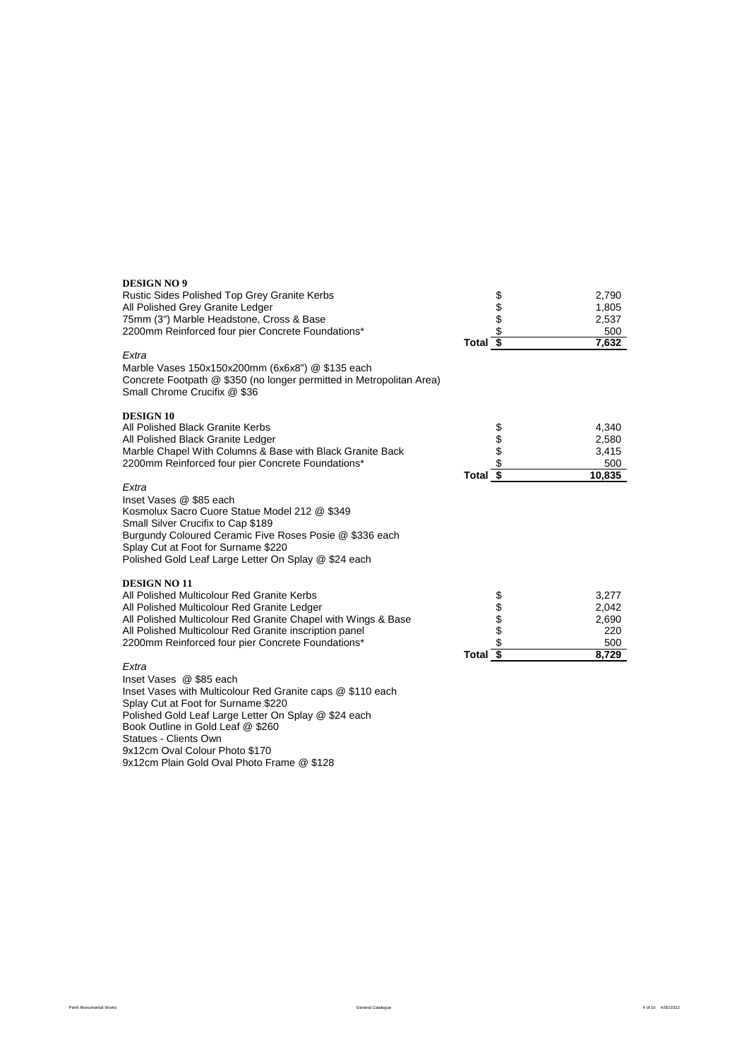**DESIGN NO 9**

| | | |
|---|---|---|
| Rustic Sides Polished Top Grey Granite Kerbs | $ | 2,790 |
| All Polished Grey Granite Ledger | $ | 1,805 |
| 75mm (3") Marble Headstone, Cross & Base | $ | 2,537 |
| 2200mm Reinforced four pier Concrete Foundations* | $ | 500 |
| **Total** | **$** | **7,632** |

*Extra*

Marble Vases 150x150x200mm (6x6x8") @ $135 each
Concrete Footpath @ $350 (no longer permitted in Metropolitan Area)
Small Chrome Crucifix @ $36

**DESIGN 10**

| | | |
|---|---|---|
| All Polished Black Granite Kerbs | $ | 4,340 |
| All Polished Black Granite Ledger | $ | 2,580 |
| Marble Chapel With Columns & Base with Black Granite Back | $ | 3,415 |
| 2200mm Reinforced four pier Concrete Foundations* | $ | 500 |
| **Total** | **$** | **10,835** |

*Extra*

Inset Vases @ $85 each
Kosmolux Sacro Cuore Statue Model 212 @ $349
Small Silver Crucifix to Cap $189
Burgundy Coloured Ceramic Five Roses Posie @ $336 each
Splay Cut at Foot for Surname $220
Polished Gold Leaf Large Letter On Splay @ $24 each

**DESIGN NO 11**

| | | |
|---|---|---|
| All Polished Multicolour Red Granite Kerbs | $ | 3,277 |
| All Polished Multicolour Red Granite Ledger | $ | 2,042 |
| All Polished Multicolour Red Granite Chapel with Wings & Base | $ | 2,690 |
| All Polished Multicolour Red Granite inscription panel | $ | 220 |
| 2200mm Reinforced four pier Concrete Foundations* | $ | 500 |
| **Total** | **$** | **8,729** |

*Extra*

Inset Vases @ $85 each
Inset Vases with Multicolour Red Granite caps @ $110 each
Splay Cut at Foot for Surname $220
Polished Gold Leaf Large Letter On Splay @ $24 each
Book Outline in Gold Leaf @ $260
Statues - Clients Own
9x12cm Oval Colour Photo $170
9x12cm Plain Gold Oval Photo Frame @ $128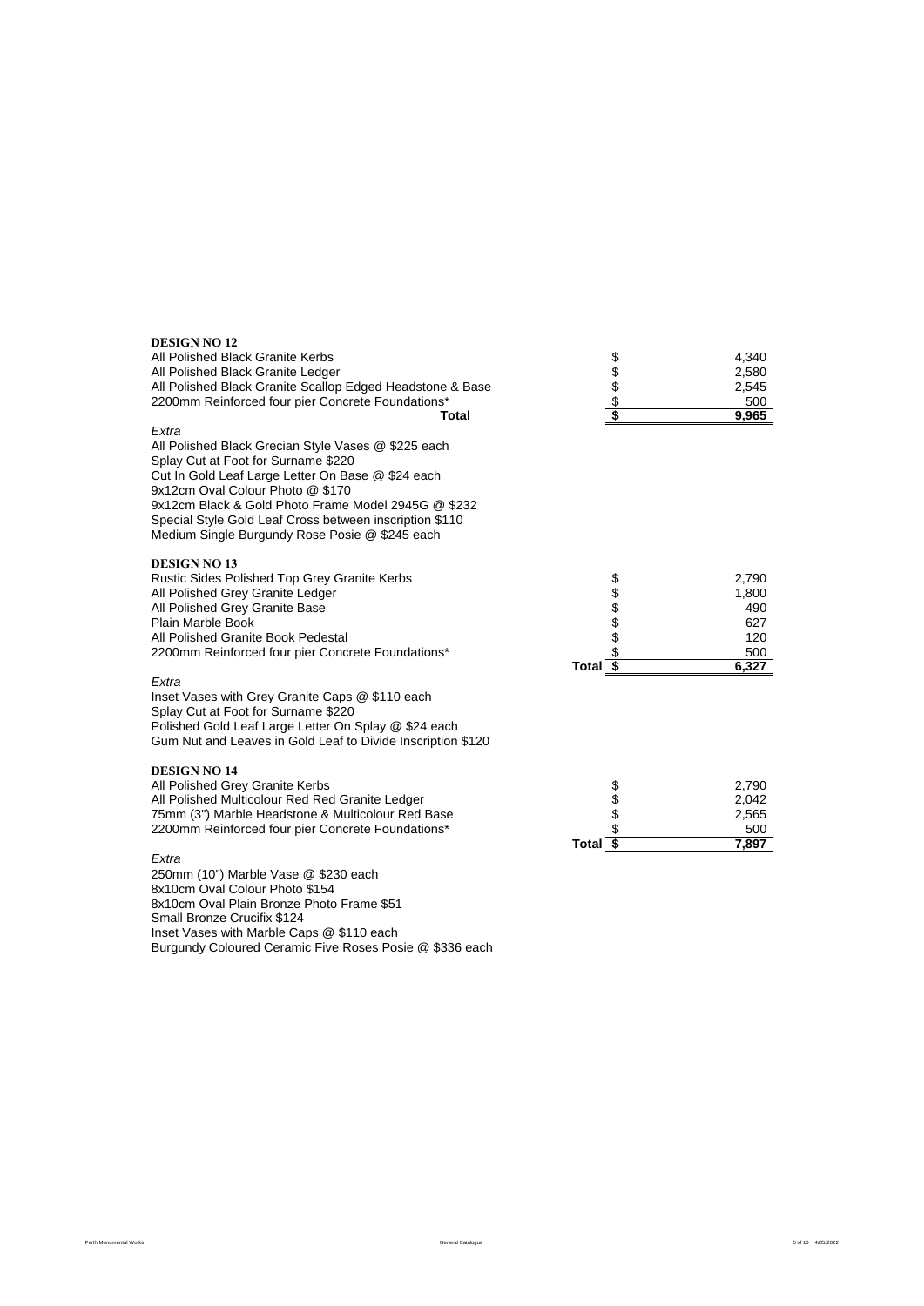**DESIGN NO 12**

| Item | | Price |
|---|---|---|
| All Polished Black Granite Kerbs | $ | 4,340 |
| All Polished Black Granite Ledger | $ | 2,580 |
| All Polished Black Granite Scallop Edged Headstone & Base | $ | 2,545 |
| 2200mm Reinforced four pier Concrete Foundations* | $ | 500 |
| **Total** | **$** | **9,965** |

*Extra*

All Polished Black Grecian Style Vases @ $225 each
Splay Cut at Foot for Surname $220
Cut In Gold Leaf Large Letter On Base @ $24 each
9x12cm Oval Colour Photo @ $170
9x12cm Black & Gold Photo Frame Model 2945G @ $232
Special Style Gold Leaf Cross between inscription $110
Medium Single Burgundy Rose Posie @ $245 each

**DESIGN NO 13**

| Item | | Price |
|---|---|---|
| Rustic Sides Polished Top Grey Granite Kerbs | $ | 2,790 |
| All Polished Grey Granite Ledger | $ | 1,800 |
| All Polished Grey Granite Base | $ | 490 |
| Plain Marble Book | $ | 627 |
| All Polished Granite Book Pedestal | $ | 120 |
| 2200mm Reinforced four pier Concrete Foundations* | $ | 500 |
| **Total** | **$** | **6,327** |

*Extra*

Inset Vases with Grey Granite Caps @ $110 each
Splay Cut at Foot for Surname $220
Polished Gold Leaf Large Letter On Splay @ $24 each
Gum Nut and Leaves in Gold Leaf to Divide Inscription $120

**DESIGN NO 14**

| Item | | Price |
|---|---|---|
| All Polished Grey Granite Kerbs | $ | 2,790 |
| All Polished Multicolour Red Red Granite Ledger | $ | 2,042 |
| 75mm (3") Marble Headstone & Multicolour Red Base | $ | 2,565 |
| 2200mm Reinforced four pier Concrete Foundations* | $ | 500 |
| **Total** | **$** | **7,897** |

*Extra*

250mm (10") Marble Vase @ $230 each
8x10cm Oval Colour Photo $154
8x10cm Oval Plain Bronze Photo Frame $51
Small Bronze Crucifix $124
Inset Vases with Marble Caps @ $110 each
Burgundy Coloured Ceramic Five Roses Posie @ $336 each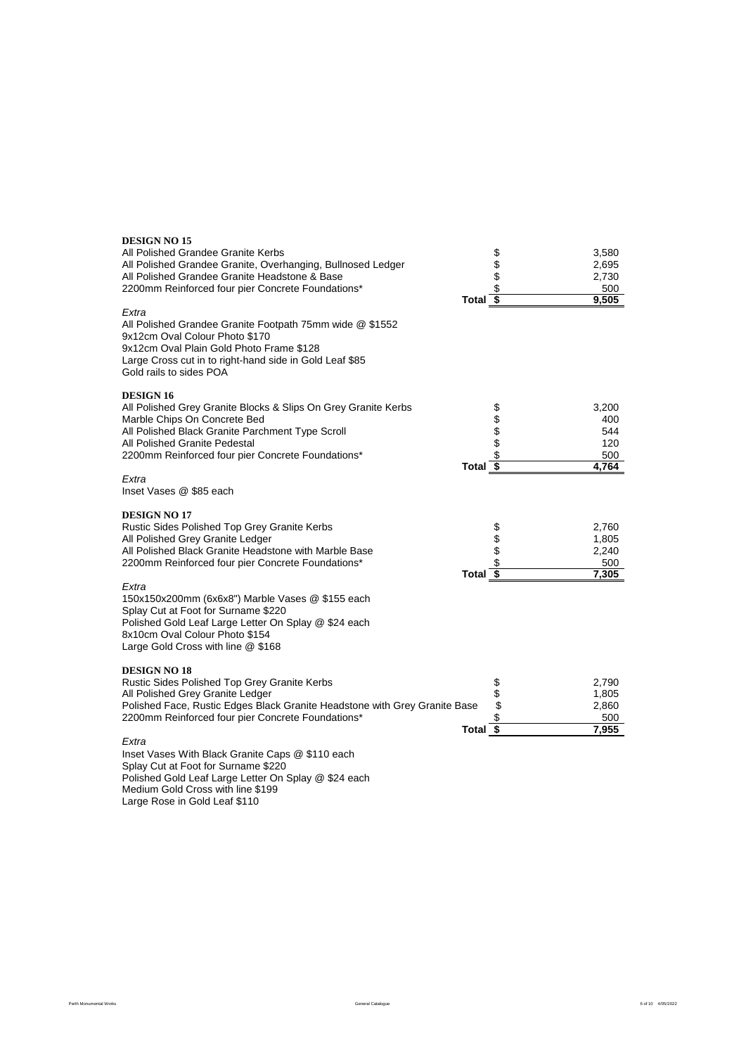**DESIGN NO 15**

| Item | | Amount |
|---|---|---|
| All Polished Grandee Granite Kerbs | $ | 3,580 |
| All Polished Grandee Granite, Overhanging, Bullnosed Ledger | $ | 2,695 |
| All Polished Grandee Granite Headstone & Base | $ | 2,730 |
| 2200mm Reinforced four pier Concrete Foundations* | $ | 500 |
| **Total** | **$** | **9,505** |

*Extra*

All Polished Grandee Granite Footpath 75mm wide @ $1552
9x12cm Oval Colour Photo $170
9x12cm Oval Plain Gold Photo Frame $128
Large Cross cut in to right-hand side in Gold Leaf $85
Gold rails to sides POA

**DESIGN 16**

| Item | | Amount |
|---|---|---|
| All Polished Grey Granite Blocks & Slips On Grey Granite Kerbs | $ | 3,200 |
| Marble Chips On Concrete Bed | $ | 400 |
| All Polished Black Granite Parchment Type Scroll | $ | 544 |
| All Polished Granite Pedestal | $ | 120 |
| 2200mm Reinforced four pier Concrete Foundations* | $ | 500 |
| **Total** | **$** | **4,764** |

*Extra*

Inset Vases @ $85 each

**DESIGN NO 17**

| Item | | Amount |
|---|---|---|
| Rustic Sides Polished Top Grey Granite Kerbs | $ | 2,760 |
| All Polished Grey Granite Ledger | $ | 1,805 |
| All Polished Black Granite Headstone with Marble Base | $ | 2,240 |
| 2200mm Reinforced four pier Concrete Foundations* | $ | 500 |
| **Total** | **$** | **7,305** |

*Extra*

150x150x200mm (6x6x8") Marble Vases @ $155 each
Splay Cut at Foot for Surname $220
Polished Gold Leaf Large Letter On Splay @ $24 each
8x10cm Oval Colour Photo $154
Large Gold Cross with line @ $168

**DESIGN NO 18**

| Item | | Amount |
|---|---|---|
| Rustic Sides Polished Top Grey Granite Kerbs | $ | 2,790 |
| All Polished Grey Granite Ledger | $ | 1,805 |
| Polished Face, Rustic Edges Black Granite Headstone with Grey Granite Base | $ | 2,860 |
| 2200mm Reinforced four pier Concrete Foundations* | $ | 500 |
| **Total** | **$** | **7,955** |

*Extra*

Inset Vases With Black Granite Caps @ $110 each
Splay Cut at Foot for Surname $220
Polished Gold Leaf Large Letter On Splay @ $24 each
Medium Gold Cross with line $199
Large Rose in Gold Leaf $110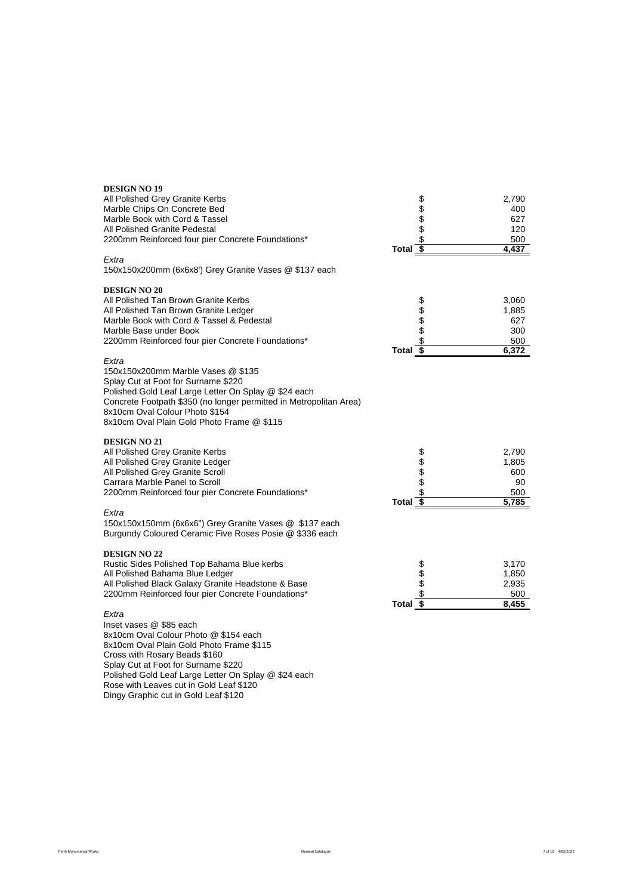**DESIGN NO 19**

| | | |
|---|---|---|
| All Polished Grey Granite Kerbs | $ | 2,790 |
| Marble Chips On Concrete Bed | $ | 400 |
| Marble Book with Cord & Tassel | $ | 627 |
| All Polished Granite Pedestal | $ | 120 |
| 2200mm Reinforced four pier Concrete Foundations* | $ | 500 |
| **Total** | **$** | **4,437** |

*Extra*

150x150x200mm (6x6x8') Grey Granite Vases @ $137 each

**DESIGN NO 20**

| | | |
|---|---|---|
| All Polished Tan Brown Granite Kerbs | $ | 3,060 |
| All Polished Tan Brown Granite Ledger | $ | 1,885 |
| Marble Book with Cord & Tassel & Pedestal | $ | 627 |
| Marble Base under Book | $ | 300 |
| 2200mm Reinforced four pier Concrete Foundations* | $ | 500 |
| **Total** | **$** | **6,372** |

*Extra*

150x150x200mm Marble Vases @ $135
Splay Cut at Foot for Surname $220
Polished Gold Leaf Large Letter On Splay @ $24 each
Concrete Footpath $350 (no longer permitted in Metropolitan Area)
8x10cm Oval Colour Photo $154
8x10cm Oval Plain Gold Photo Frame @ $115

**DESIGN NO 21**

| | | |
|---|---|---|
| All Polished Grey Granite Kerbs | $ | 2,790 |
| All Polished Grey Granite Ledger | $ | 1,805 |
| All Polished Grey Granite Scroll | $ | 600 |
| Carrara Marble Panel to Scroll | $ | 90 |
| 2200mm Reinforced four pier Concrete Foundations* | $ | 500 |
| **Total** | **$** | **5,785** |

*Extra*

150x150x150mm (6x6x6") Grey Granite Vases @ $137 each
Burgundy Coloured Ceramic Five Roses Posie @ $336 each

**DESIGN NO 22**

| | | |
|---|---|---|
| Rustic Sides Polished Top Bahama Blue kerbs | $ | 3,170 |
| All Polished Bahama Blue Ledger | $ | 1,850 |
| All Polished Black Galaxy Granite Headstone & Base | $ | 2,935 |
| 2200mm Reinforced four pier Concrete Foundations* | $ | 500 |
| **Total** | **$** | **8,455** |

*Extra*

Inset vases @ $85 each
8x10cm Oval Colour Photo @ $154 each
8x10cm Oval Plain Gold Photo Frame $115
Cross with Rosary Beads $160
Splay Cut at Foot for Surname $220
Polished Gold Leaf Large Letter On Splay @ $24 each
Rose with Leaves cut in Gold Leaf $120
Dingy Graphic cut in Gold Leaf $120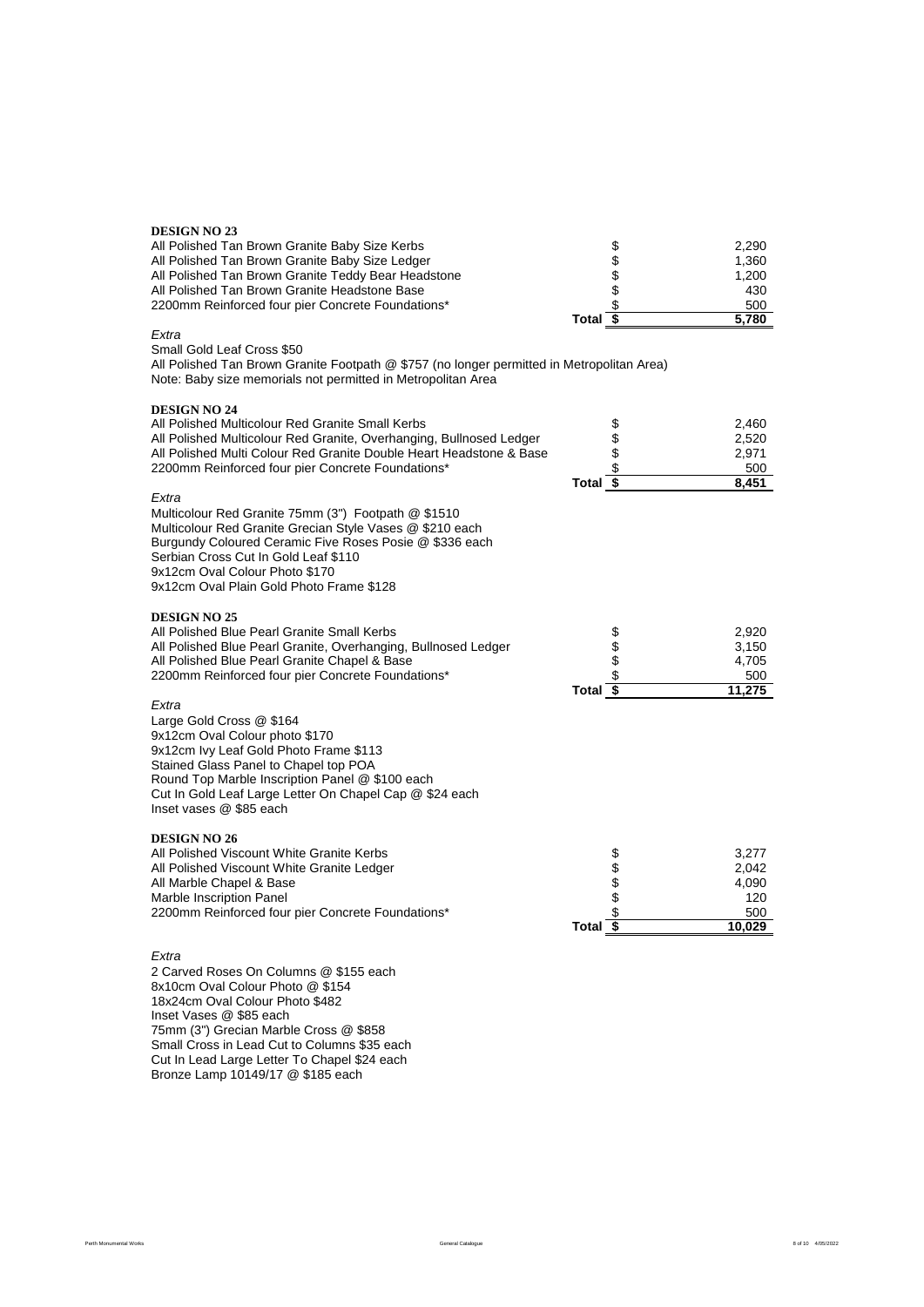**DESIGN NO 23**

| | | |
|---|---|---|
| All Polished Tan Brown Granite Baby Size Kerbs | $ | 2,290 |
| All Polished Tan Brown Granite Baby Size Ledger | $ | 1,360 |
| All Polished Tan Brown Granite Teddy Bear Headstone | $ | 1,200 |
| All Polished Tan Brown Granite Headstone Base | $ | 430 |
| 2200mm Reinforced four pier Concrete Foundations* | $ | 500 |
| **Total** | **$** | **5,780** |

*Extra*

Small Gold Leaf Cross $50
All Polished Tan Brown Granite Footpath @ $757 (no longer permitted in Metropolitan Area)
Note: Baby size memorials not permitted in Metropolitan Area

**DESIGN NO 24**

| | | |
|---|---|---|
| All Polished Multicolour Red Granite Small Kerbs | $ | 2,460 |
| All Polished Multicolour Red Granite, Overhanging, Bullnosed Ledger | $ | 2,520 |
| All Polished Multi Colour Red Granite Double Heart Headstone & Base | $ | 2,971 |
| 2200mm Reinforced four pier Concrete Foundations* | $ | 500 |
| **Total** | **$** | **8,451** |

*Extra*

Multicolour Red Granite 75mm (3") Footpath @ $1510
Multicolour Red Granite Grecian Style Vases @ $210 each
Burgundy Coloured Ceramic Five Roses Posie @ $336 each
Serbian Cross Cut In Gold Leaf $110
9x12cm Oval Colour Photo $170
9x12cm Oval Plain Gold Photo Frame $128

**DESIGN NO 25**

| | | |
|---|---|---|
| All Polished Blue Pearl Granite Small Kerbs | $ | 2,920 |
| All Polished Blue Pearl Granite, Overhanging, Bullnosed Ledger | $ | 3,150 |
| All Polished Blue Pearl Granite Chapel & Base | $ | 4,705 |
| 2200mm Reinforced four pier Concrete Foundations* | $ | 500 |
| **Total** | **$** | **11,275** |

*Extra*

Large Gold Cross @ $164
9x12cm Oval Colour photo $170
9x12cm Ivy Leaf Gold Photo Frame $113
Stained Glass Panel to Chapel top POA
Round Top Marble Inscription Panel @ $100 each
Cut In Gold Leaf Large Letter On Chapel Cap @ $24 each
Inset vases @ $85 each

**DESIGN NO 26**

| | | |
|---|---|---|
| All Polished Viscount White Granite Kerbs | $ | 3,277 |
| All Polished Viscount White Granite Ledger | $ | 2,042 |
| All Marble Chapel & Base | $ | 4,090 |
| Marble Inscription Panel | $ | 120 |
| 2200mm Reinforced four pier Concrete Foundations* | $ | 500 |
| **Total** | **$** | **10,029** |

*Extra*

2 Carved Roses On Columns @ $155 each
8x10cm Oval Colour Photo @ $154
18x24cm Oval Colour Photo $482
Inset Vases @ $85 each
75mm (3") Grecian Marble Cross @ $858
Small Cross in Lead Cut to Columns $35 each
Cut In Lead Large Letter To Chapel $24 each
Bronze Lamp 10149/17 @ $185 each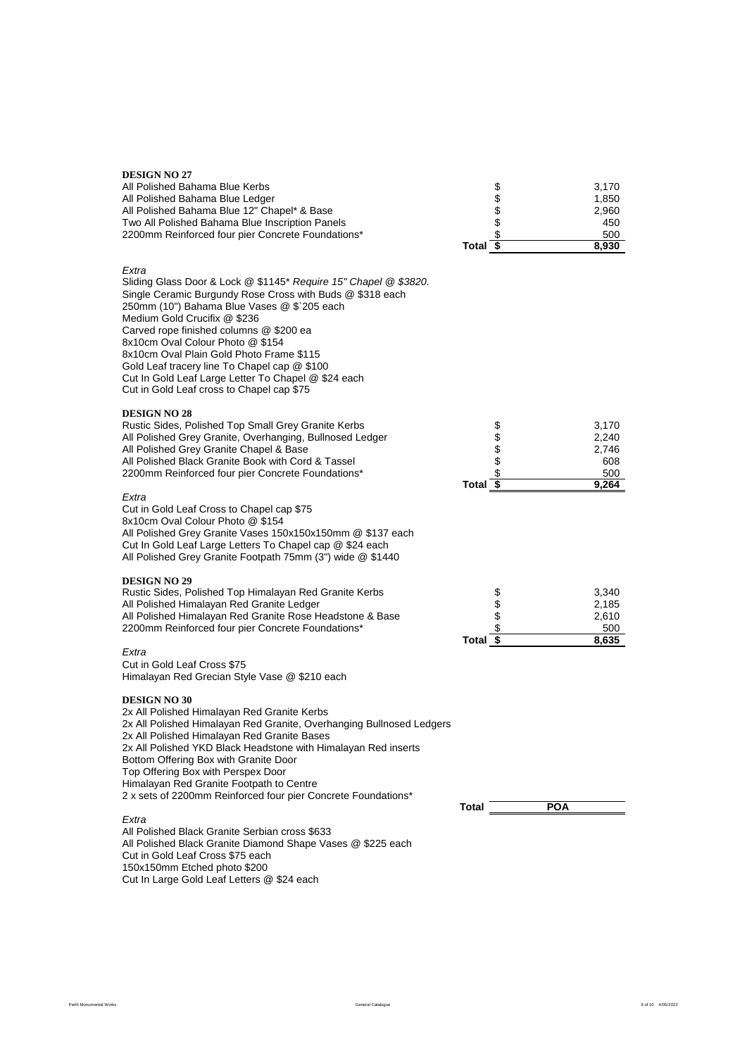## DESIGN NO 27

| Item | | Price |
|---|---|---|
| All Polished Bahama Blue Kerbs | $ | 3,170 |
| All Polished Bahama Blue Ledger | $ | 1,850 |
| All Polished Bahama Blue 12" Chapel* & Base | $ | 2,960 |
| Two All Polished Bahama Blue Inscription Panels | $ | 450 |
| 2200mm Reinforced four pier Concrete Foundations* | $ | 500 |
| **Total** | **$** | **8,930** |

*Extra*

Sliding Glass Door & Lock @ $1145* *Require 15" Chapel @ $3820.*
Single Ceramic Burgundy Rose Cross with Buds @ $318 each
250mm (10") Bahama Blue Vases @ $`205 each
Medium Gold Crucifix @ $236
Carved rope finished columns @ $200 ea
8x10cm Oval Colour Photo @ $154
8x10cm Oval Plain Gold Photo Frame $115
Gold Leaf tracery line To Chapel cap @ $100
Cut In Gold Leaf Large Letter To Chapel @ $24 each
Cut in Gold Leaf cross to Chapel cap $75

## DESIGN NO 28

| Item | | Price |
|---|---|---|
| Rustic Sides, Polished Top Small Grey Granite Kerbs | $ | 3,170 |
| All Polished Grey Granite, Overhanging, Bullnosed Ledger | $ | 2,240 |
| All Polished Grey Granite Chapel & Base | $ | 2,746 |
| All Polished Black Granite Book with Cord & Tassel | $ | 608 |
| 2200mm Reinforced four pier Concrete Foundations* | $ | 500 |
| **Total** | **$** | **9,264** |

*Extra*

Cut in Gold Leaf Cross to Chapel cap $75
8x10cm Oval Colour Photo @ $154
All Polished Grey Granite Vases 150x150x150mm @ $137 each
Cut In Gold Leaf Large Letters To Chapel cap @ $24 each
All Polished Grey Granite Footpath 75mm (3") wide @ $1440

## DESIGN NO 29

| Item | | Price |
|---|---|---|
| Rustic Sides, Polished Top Himalayan Red Granite Kerbs | $ | 3,340 |
| All Polished Himalayan Red Granite Ledger | $ | 2,185 |
| All Polished Himalayan Red Granite Rose Headstone & Base | $ | 2,610 |
| 2200mm Reinforced four pier Concrete Foundations* | $ | 500 |
| **Total** | **$** | **8,635** |

*Extra*

Cut in Gold Leaf Cross $75
Himalayan Red Grecian Style Vase @ $210 each

## DESIGN NO 30

2x All Polished Himalayan Red Granite Kerbs
2x All Polished Himalayan Red Granite, Overhanging Bullnosed Ledgers
2x All Polished Himalayan Red Granite Bases
2x All Polished YKD Black Headstone with Himalayan Red inserts
Bottom Offering Box with Granite Door
Top Offering Box with Perspex Door
Himalayan Red Granite Footpath to Centre
2 x sets of 2200mm Reinforced four pier Concrete Foundations*

**Total** **POA**

*Extra*

All Polished Black Granite Serbian cross $633
All Polished Black Granite Diamond Shape Vases @ $225 each
Cut in Gold Leaf Cross $75 each
150x150mm Etched photo $200
Cut In Large Gold Leaf Letters @ $24 each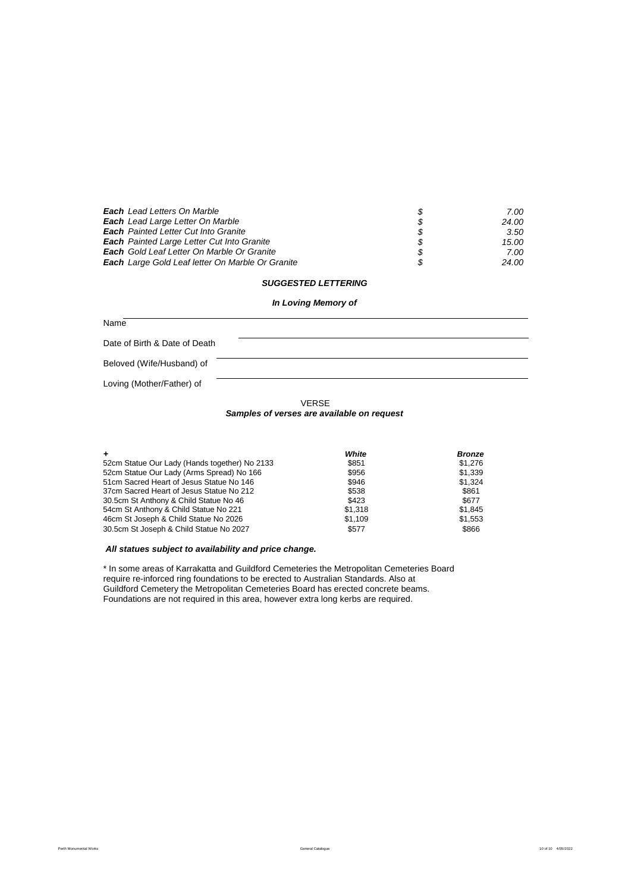| | | |
|---|---|---|
| ***Each*** *Lead Letters On Marble* | *$* | *7.00* |
| ***Each*** *Lead Large Letter On Marble* | *$* | *24.00* |
| ***Each*** *Painted Letter Cut Into Granite* | *$* | *3.50* |
| ***Each*** *Painted Large Letter Cut Into Granite* | *$* | *15.00* |
| ***Each*** *Gold Leaf Letter On Marble Or Granite* | *$* | *7.00* |
| ***Each*** *Large Gold Leaf letter On Marble Or Granite* | *$* | *24.00* |

***SUGGESTED LETTERING***

***In Loving Memory of***

Name ______________________________

Date of Birth & Date of Death ______________________________

Beloved (Wife/Husband) of ______________________________

Loving (Mother/Father) of ______________________________

VERSE

***Samples of verses are available on request***

| + | *White* | *Bronze* |
|---|---|---|
| 52cm Statue Our Lady (Hands together) No 2133 | $851 | $1,276 |
| 52cm Statue Our Lady (Arms Spread) No 166 | $956 | $1,339 |
| 51cm Sacred Heart of Jesus Statue No 146 | $946 | $1,324 |
| 37cm Sacred Heart of Jesus Statue No 212 | $538 | $861 |
| 30.5cm St Anthony & Child Statue No 46 | $423 | $677 |
| 54cm St Anthony & Child Statue No 221 | $1,318 | $1,845 |
| 46cm St Joseph & Child Statue No 2026 | $1,109 | $1,553 |
| 30.5cm St Joseph & Child Statue No 2027 | $577 | $866 |

***All statues subject to availability and price change.***

* In some areas of Karrakatta and Guildford Cemeteries the Metropolitan Cemeteries Board require re-inforced ring foundations to be erected to Australian Standards. Also at Guildford Cemetery the Metropolitan Cemeteries Board has erected concrete beams. Foundations are not required in this area, however extra long kerbs are required.